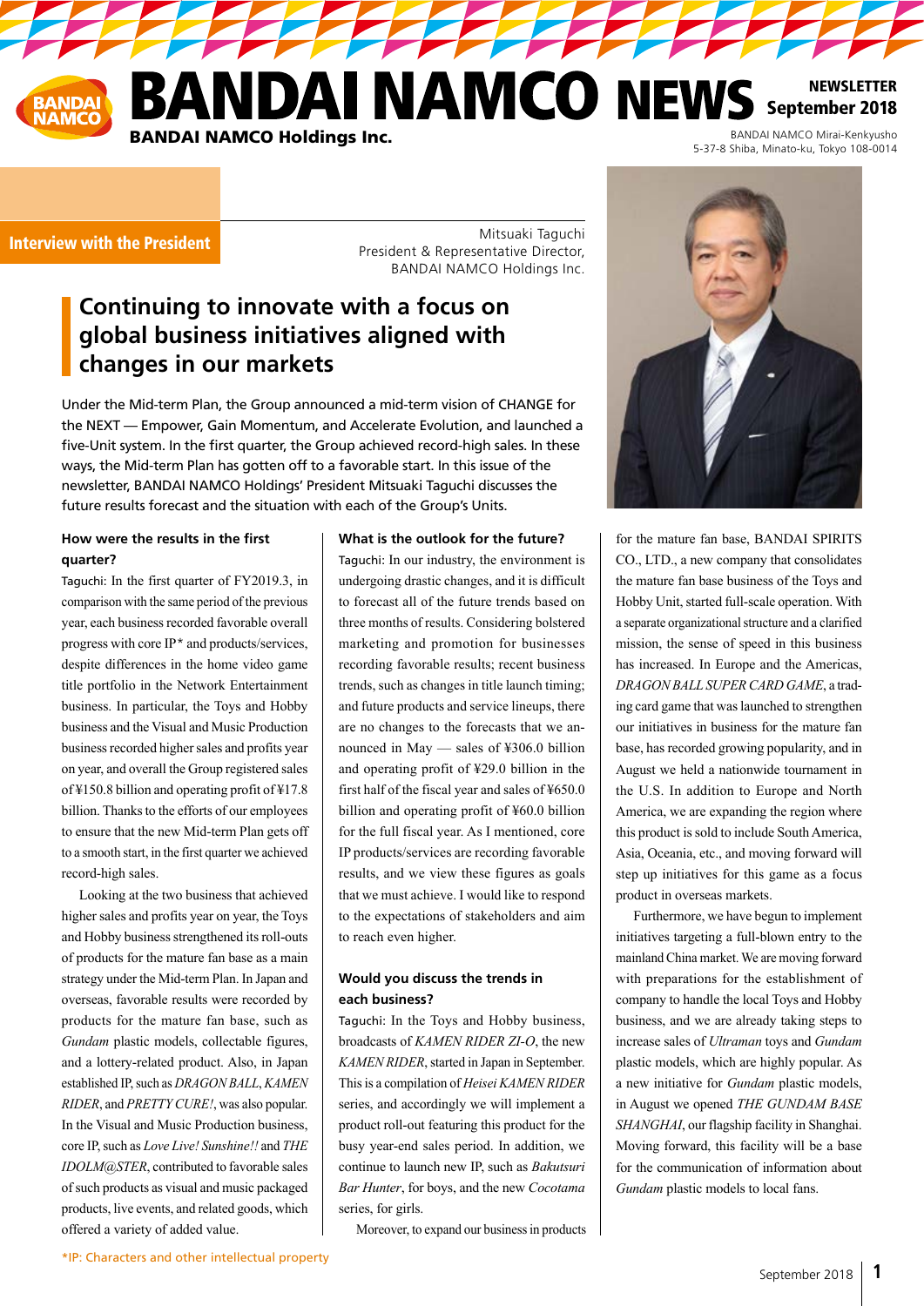# BANDAI NAMCO NEWS

NEWSLETTER September 2018

BANDAI NAMCO Holdings Inc.

BANDAI NAMCO Mirai-Kenkyusho
5-37-8 Shiba, Minato-ku, Tokyo 108-0014

**Interview with the President**

Mitsuaki Taguchi
President & Representative Director,
BANDAI NAMCO Holdings Inc.

## Continuing to innovate with a focus on global business initiatives aligned with changes in our markets

Under the Mid-term Plan, the Group announced a mid-term vision of CHANGE for the NEXT — Empower, Gain Momentum, and Accelerate Evolution, and launched a five-Unit system. In the first quarter, the Group achieved record-high sales. In these ways, the Mid-term Plan has gotten off to a favorable start. In this issue of the newsletter, BANDAI NAMCO Holdings' President Mitsuaki Taguchi discusses the future results forecast and the situation with each of the Group's Units.

### How were the results in the first quarter?

Taguchi: In the first quarter of FY2019.3, in comparison with the same period of the previous year, each business recorded favorable overall progress with core IP* and products/services, despite differences in the home video game title portfolio in the Network Entertainment business. In particular, the Toys and Hobby business and the Visual and Music Production business recorded higher sales and profits year on year, and overall the Group registered sales of ¥150.8 billion and operating profit of ¥17.8 billion. Thanks to the efforts of our employees to ensure that the new Mid-term Plan gets off to a smooth start, in the first quarter we achieved record-high sales.

Looking at the two business that achieved higher sales and profits year on year, the Toys and Hobby business strengthened its roll-outs of products for the mature fan base as a main strategy under the Mid-term Plan. In Japan and overseas, favorable results were recorded by products for the mature fan base, such as *Gundam* plastic models, collectable figures, and a lottery-related product. Also, in Japan established IP, such as *DRAGON BALL*, *KAMEN RIDER*, and *PRETTY CURE!*, was also popular. In the Visual and Music Production business, core IP, such as *Love Live! Sunshine!!* and *THE IDOLM@STER*, contributed to favorable sales of such products as visual and music packaged products, live events, and related goods, which offered a variety of added value.

*IP: Characters and other intellectual property

### What is the outlook for the future?

Taguchi: In our industry, the environment is undergoing drastic changes, and it is difficult to forecast all of the future trends based on three months of results. Considering bolstered marketing and promotion for businesses recording favorable results; recent business trends, such as changes in title launch timing; and future products and service lineups, there are no changes to the forecasts that we announced in May — sales of ¥306.0 billion and operating profit of ¥29.0 billion in the first half of the fiscal year and sales of ¥650.0 billion and operating profit of ¥60.0 billion for the full fiscal year. As I mentioned, core IP products/services are recording favorable results, and we view these figures as goals that we must achieve. I would like to respond to the expectations of stakeholders and aim to reach even higher.

### Would you discuss the trends in each business?

Taguchi: In the Toys and Hobby business, broadcasts of *KAMEN RIDER ZI-O*, the new *KAMEN RIDER*, started in Japan in September. This is a compilation of *Heisei KAMEN RIDER* series, and accordingly we will implement a product roll-out featuring this product for the busy year-end sales period. In addition, we continue to launch new IP, such as *Bakutsuri Bar Hunter*, for boys, and the new *Cocotama* series, for girls.

Moreover, to expand our business in products for the mature fan base, BANDAI SPIRITS CO., LTD., a new company that consolidates the mature fan base business of the Toys and Hobby Unit, started full-scale operation. With a separate organizational structure and a clarified mission, the sense of speed in this business has increased. In Europe and the Americas, *DRAGON BALL SUPER CARD GAME*, a trading card game that was launched to strengthen our initiatives in business for the mature fan base, has recorded growing popularity, and in August we held a nationwide tournament in the U.S. In addition to Europe and North America, we are expanding the region where this product is sold to include South America, Asia, Oceania, etc., and moving forward will step up initiatives for this game as a focus product in overseas markets.

Furthermore, we have begun to implement initiatives targeting a full-blown entry to the mainland China market. We are moving forward with preparations for the establishment of company to handle the local Toys and Hobby business, and we are already taking steps to increase sales of *Ultraman* toys and *Gundam* plastic models, which are highly popular. As a new initiative for *Gundam* plastic models, in August we opened *THE GUNDAM BASE SHANGHAI*, our flagship facility in Shanghai. Moving forward, this facility will be a base for the communication of information about *Gundam* plastic models to local fans.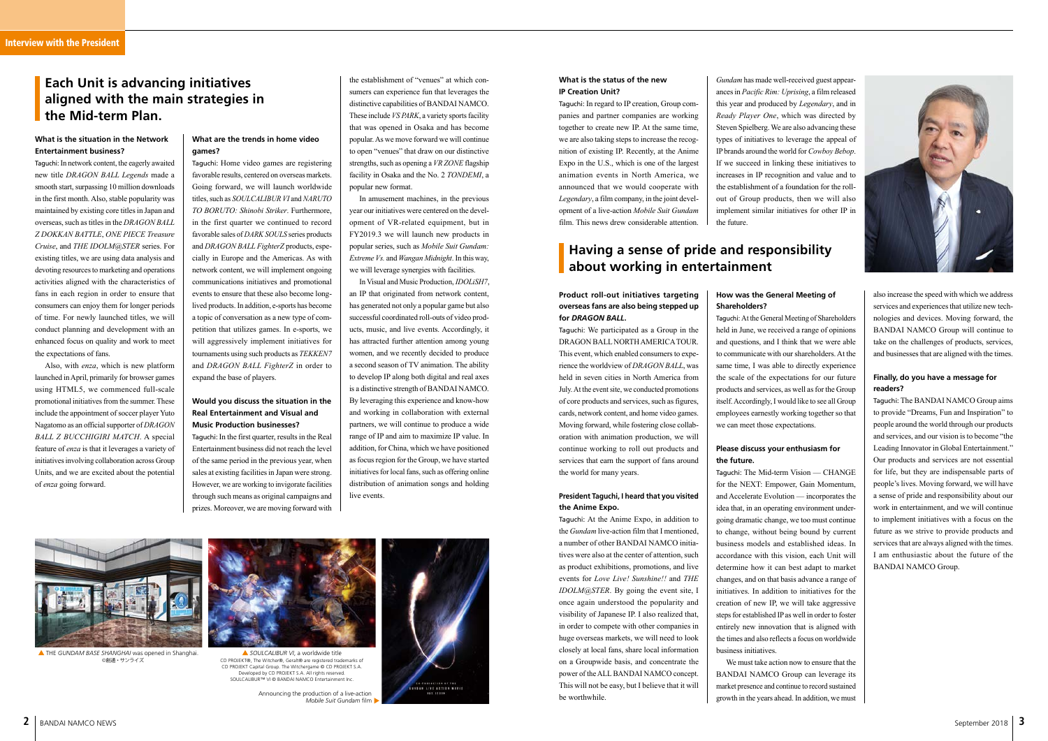## Each Unit is advancing initiatives aligned with the main strategies in the Mid-term Plan.

**What is the situation in the Network Entertainment business?**

Taguchi: In network content, the eagerly awaited new title *DRAGON BALL Legends* made a smooth start, surpassing 10 million downloads in the first month. Also, stable popularity was maintained by existing core titles in Japan and overseas, such as titles in the *DRAGON BALL Z DOKKAN BATTLE*, *ONE PIECE Treasure Cruise*, and *THE IDOLM@STER* series. For existing titles, we are using data analysis and devoting resources to marketing and operations activities aligned with the characteristics of fans in each region in order to ensure that consumers can enjoy them for longer periods of time. For newly launched titles, we will conduct planning and development with an enhanced focus on quality and work to meet the expectations of fans.

Also, with *enza*, which is new platform launched in April, primarily for browser games using HTML5, we commenced full-scale promotional initiatives from the summer. These include the appointment of soccer player Yuto Nagatomo as an official supporter of *DRAGON BALL Z BUCCHIGIRI MATCH*. A special feature of *enza* is that it leverages a variety of initiatives involving collaboration across Group Units, and we are excited about the potential of *enza* going forward.

**What are the trends in home video games?**

Taguchi: Home video games are registering favorable results, centered on overseas markets. Going forward, we will launch worldwide titles, such as *SOULCALIBUR VI* and *NARUTO TO BORUTO: Shinobi Striker*. Furthermore, in the first quarter we continued to record favorable sales of *DARK SOULS* series products and *DRAGON BALL FighterZ* products, especially in Europe and the Americas. As with network content, we will implement ongoing communications initiatives and promotional events to ensure that these also become long-lived products. In addition, e-sports has become a topic of conversation as a new type of competition that utilizes games. In e-sports, we will aggressively implement initiatives for tournaments using such products as *TEKKEN7* and *DRAGON BALL FighterZ* in order to expand the base of players.

**Would you discuss the situation in the Real Entertainment and Visual and Music Production businesses?**

Taguchi: In the first quarter, results in the Real Entertainment business did not reach the level of the same period in the previous year, when sales at existing facilities in Japan were strong. However, we are working to invigorate facilities through such means as original campaigns and prizes. Moreover, we are moving forward with the establishment of "venues" at which consumers can experience fun that leverages the distinctive capabilities of BANDAI NAMCO. These include *VS PARK*, a variety sports facility that was opened in Osaka and has become popular. As we move forward we will continue to open "venues" that draw on our distinctive strengths, such as opening a *VR ZONE* flagship facility in Osaka and the No. 2 *TONDEMI*, a popular new format.

In amusement machines, in the previous year our initiatives were centered on the development of VR-related equipment, but in FY2019.3 we will launch new products in popular series, such as *Mobile Suit Gundam: Extreme Vs.* and *Wangan Midnight*. In this way, we will leverage synergies with facilities.

In Visual and Music Production, *IDOLiSH7*, an IP that originated from network content, has generated not only a popular game but also successful coordinated roll-outs of video products, music, and live events. Accordingly, it has attracted further attention among young women, and we recently decided to produce a second season of TV animation. The ability to develop IP along both digital and real axes is a distinctive strength of BANDAI NAMCO. By leveraging this experience and know-how and working in collaboration with external partners, we will continue to produce a wide range of IP and aim to maximize IP value. In addition, for China, which we have positioned as focus region for the Group, we have started initiatives for local fans, such as offering online distribution of animation songs and holding live events.

▲ THE *GUNDAM BASE SHANGHAI* was opened in Shanghai.
©創通・サンライズ

▲ *SOULCALIBUR VI*, a worldwide title
CD PROJEKT®, The Witcher®, Geralt® are registered trademarks of CD PROJEKT Capital Group. The Witchergame © CD PROJEKT S.A. Developed by CD PROJEKT S.A. All rights reserved.
SOULCALIBUR™ VI © BANDAI NAMCO Entertainment Inc.

Announcing the production of a live-action *Mobile Suit Gundam* film ▶

**What is the status of the new IP Creation Unit?**

Taguchi: In regard to IP creation, Group companies and partner companies are working together to create new IP. At the same time, we are also taking steps to increase the recognition of existing IP. Recently, at the Anime Expo in the U.S., which is one of the largest animation events in North America, we announced that we would cooperate with *Legendary*, a film company, in the joint development of a live-action *Mobile Suit Gundam* film. This news drew considerable attention. *Gundam* has made well-received guest appearances in *Pacific Rim: Uprising*, a film released this year and produced by *Legendary*, and in *Ready Player One*, which was directed by Steven Spielberg. We are also advancing these types of initiatives to leverage the appeal of IP brands around the world for *Cowboy Bebop*. If we succeed in linking these initiatives to increases in IP recognition and value and to the establishment of a foundation for the roll-out of Group products, then we will also implement similar initiatives for other IP in the future.

## Having a sense of pride and responsibility about working in entertainment

**Product roll-out initiatives targeting overseas fans are also being stepped up for *DRAGON BALL*.**

Taguchi: We participated as a Group in the DRAGON BALL NORTH AMERICA TOUR. This event, which enabled consumers to experience the worldview of *DRAGON BALL*, was held in seven cities in North America from July. At the event site, we conducted promotions of core products and services, such as figures, cards, network content, and home video games. Moving forward, while fostering close collaboration with animation production, we will continue working to roll out products and services that earn the support of fans around the world for many years.

**President Taguchi, I heard that you visited the Anime Expo.**

Taguchi: At the Anime Expo, in addition to the *Gundam* live-action film that I mentioned, a number of other BANDAI NAMCO initiatives were also at the center of attention, such as product exhibitions, promotions, and live events for *Love Live! Sunshine!!* and *THE IDOLM@STER*. By going the event site, I once again understood the popularity and visibility of Japanese IP. I also realized that, in order to compete with other companies in huge overseas markets, we will need to look closely at local fans, share local information on a Groupwide basis, and concentrate the power of the ALL BANDAI NAMCO concept. This will not be easy, but I believe that it will be worthwhile.

**How was the General Meeting of Shareholders?**

Taguchi: At the General Meeting of Shareholders held in June, we received a range of opinions and questions, and I think that we were able to communicate with our shareholders. At the same time, I was able to directly experience the scale of the expectations for our future products and services, as well as for the Group itself. Accordingly, I would like to see all Group employees earnestly working together so that we can meet those expectations.

**Please discuss your enthusiasm for the future.**

Taguchi: The Mid-term Vision — CHANGE for the NEXT: Empower, Gain Momentum, and Accelerate Evolution — incorporates the idea that, in an operating environment undergoing dramatic change, we too must continue to change, without being bound by current business models and established ideas. In accordance with this vision, each Unit will determine how it can best adapt to market changes, and on that basis advance a range of initiatives. In addition to initiatives for the creation of new IP, we will take aggressive steps for established IP as well in order to foster entirely new innovation that is aligned with the times and also reflects a focus on worldwide business initiatives.

We must take action now to ensure that the BANDAI NAMCO Group can leverage its market presence and continue to record sustained growth in the years ahead. In addition, we must also increase the speed with which we address services and experiences that utilize new technologies and devices. Moving forward, the BANDAI NAMCO Group will continue to take on the challenges of products, services, and businesses that are aligned with the times.

**Finally, do you have a message for readers?**

Taguchi: The BANDAI NAMCO Group aims to provide "Dreams, Fun and Inspiration" to people around the world through our products and services, and our vision is to become "the Leading Innovator in Global Entertainment." Our products and services are not essential for life, but they are indispensable parts of people's lives. Moving forward, we will have a sense of pride and responsibility about our work in entertainment, and we will continue to implement initiatives with a focus on the future as we strive to provide products and services that are always aligned with the times. I am enthusiastic about the future of the BANDAI NAMCO Group.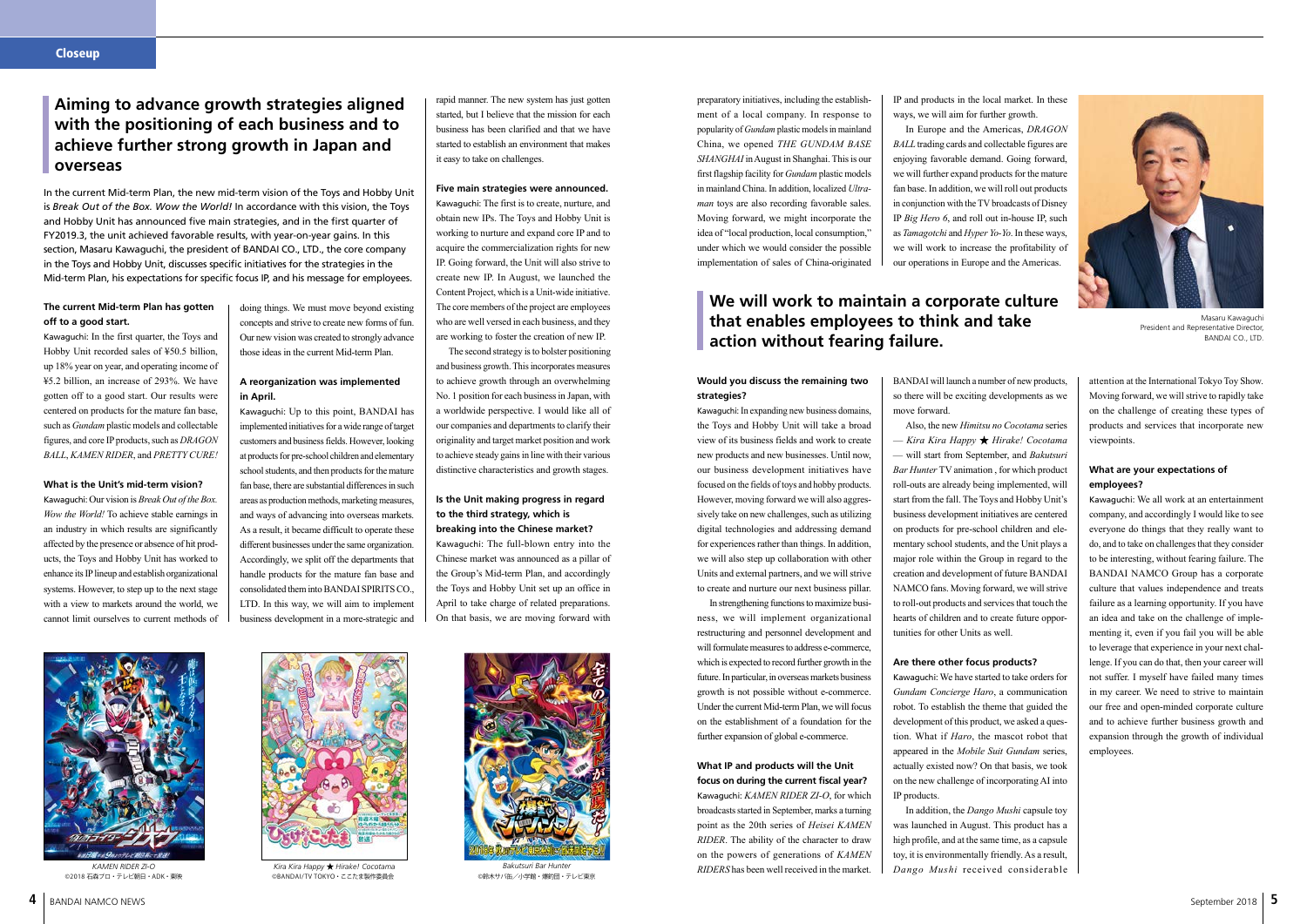## Aiming to advance growth strategies aligned with the positioning of each business and to achieve further strong growth in Japan and overseas

In the current Mid-term Plan, the new mid-term vision of the Toys and Hobby Unit is *Break Out of the Box. Wow the World!* In accordance with this vision, the Toys and Hobby Unit has announced five main strategies, and in the first quarter of FY2019.3, the unit achieved favorable results, with year-on-year gains. In this section, Masaru Kawaguchi, the president of BANDAI CO., LTD., the core company in the Toys and Hobby Unit, discusses specific initiatives for the strategies in the Mid-term Plan, his expectations for specific focus IP, and his message for employees.

**The current Mid-term Plan has gotten off to a good start.**

Kawaguchi: In the first quarter, the Toys and Hobby Unit recorded sales of ¥50.5 billion, up 18% year on year, and operating income of ¥5.2 billion, an increase of 293%. We have gotten off to a good start. Our results were centered on products for the mature fan base, such as *Gundam* plastic models and collectable figures, and core IP products, such as *DRAGON BALL*, *KAMEN RIDER*, and *PRETTY CURE!*

**What is the Unit's mid-term vision?**

Kawaguchi: Our vision is *Break Out of the Box. Wow the World!* To achieve stable earnings in an industry in which results are significantly affected by the presence or absence of hit products, the Toys and Hobby Unit has worked to enhance its IP lineup and establish organizational systems. However, to step up to the next stage with a view to markets around the world, we cannot limit ourselves to current methods of doing things. We must move beyond existing concepts and strive to create new forms of fun. Our new vision was created to strongly advance those ideas in the current Mid-term Plan.

**A reorganization was implemented in April.**

Kawaguchi: Up to this point, BANDAI has implemented initiatives for a wide range of target customers and business fields. However, looking at products for pre-school children and elementary school students, and then products for the mature fan base, there are substantial differences in such areas as production methods, marketing measures, and ways of advancing into overseas markets. As a result, it became difficult to operate these different businesses under the same organization. Accordingly, we split off the departments that handle products for the mature fan base and consolidated them into BANDAI SPIRITS CO., LTD. In this way, we will aim to implement business development in a more-strategic and rapid manner. The new system has just gotten started, but I believe that the mission for each business has been clarified and that we have started to establish an environment that makes it easy to take on challenges.

**Five main strategies were announced.**

Kawaguchi: The first is to create, nurture, and obtain new IPs. The Toys and Hobby Unit is working to nurture and expand core IP and to acquire the commercialization rights for new IP. Going forward, the Unit will also strive to create new IP. In August, we launched the Content Project, which is a Unit-wide initiative. The core members of the project are employees who are well versed in each business, and they are working to foster the creation of new IP.

The second strategy is to bolster positioning and business growth. This incorporates measures to achieve growth through an overwhelming No. 1 position for each business in Japan, with a worldwide perspective. I would like all of our companies and departments to clarify their originality and target market position and work to achieve steady gains in line with their various distinctive characteristics and growth stages.

**Is the Unit making progress in regard to the third strategy, which is breaking into the Chinese market?**

Kawaguchi: The full-blown entry into the Chinese market was announced as a pillar of the Group's Mid-term Plan, and accordingly the Toys and Hobby Unit set up an office in April to take charge of related preparations. On that basis, we are moving forward with preparatory initiatives, including the establishment of a local company. In response to popularity of *Gundam* plastic models in mainland China, we opened *THE GUNDAM BASE SHANGHAI* in August in Shanghai. This is our first flagship facility for *Gundam* plastic models in mainland China. In addition, localized *Ultraman* toys are also recording favorable sales. Moving forward, we might incorporate the idea of "local production, local consumption," under which we would consider the possible implementation of sales of China-originated IP and products in the local market. In these ways, we will aim for further growth.

In Europe and the Americas, *DRAGON BALL* trading cards and collectable figures are enjoying favorable demand. Going forward, we will further expand products for the mature fan base. In addition, we will roll out products in conjunction with the TV broadcasts of Disney IP *Big Hero 6*, and roll out in-house IP, such as *Tamagotchi* and *Hyper Yo-Yo*. In these ways, we will work to increase the profitability of our operations in Europe and the Americas.

Masaru Kawaguchi
President and Representative Director, BANDAI CO., LTD.

## We will work to maintain a corporate culture that enables employees to think and take action without fearing failure.

**Would you discuss the remaining two strategies?**

Kawaguchi: In expanding new business domains, the Toys and Hobby Unit will take a broad view of its business fields and work to create new products and new businesses. Until now, our business development initiatives have focused on the fields of toys and hobby products. However, moving forward we will also aggressively take on new challenges, such as utilizing digital technologies and addressing demand for experiences rather than things. In addition, we will also step up collaboration with other Units and external partners, and we will strive to create and nurture our next business pillar.

In strengthening functions to maximize business, we will implement organizational restructuring and personnel development and will formulate measures to address e-commerce, which is expected to record further growth in the future. In particular, in overseas markets business growth is not possible without e-commerce. Under the current Mid-term Plan, we will focus on the establishment of a foundation for the further expansion of global e-commerce.

**What IP and products will the Unit focus on during the current fiscal year?**

Kawaguchi: *KAMEN RIDER ZI-O*, for which broadcasts started in September, marks a turning point as the 20th series of *Heisei KAMEN RIDER*. The ability of the character to draw on the powers of generations of *KAMEN RIDERS* has been well received in the market. BANDAI will launch a number of new products, so there will be exciting developments as we move forward.

Also, the new *Himitsu no Cocotama* series — *Kira Kira Happy ★ Hirake! Cocotama* — will start from September, and *Bakutsuri Bar Hunter* TV animation , for which product roll-outs are already being implemented, will start from the fall. The Toys and Hobby Unit's business development initiatives are centered on products for pre-school children and elementary school students, and the Unit plays a major role within the Group in regard to the creation and development of future BANDAI NAMCO fans. Moving forward, we will strive to roll-out products and services that touch the hearts of children and to create future opportunities for other Units as well.

**Are there other focus products?**

Kawaguchi: We have started to take orders for *Gundam Concierge Haro*, a communication robot. To establish the theme that guided the development of this product, we asked a question. What if *Haro*, the mascot robot that appeared in the *Mobile Suit Gundam* series, actually existed now? On that basis, we took on the new challenge of incorporating AI into IP products.

In addition, the *Dango Mushi* capsule toy was launched in August. This product has a high profile, and at the same time, as a capsule toy, it is environmentally friendly. As a result, *Dango Mushi* received considerable attention at the International Tokyo Toy Show. Moving forward, we will strive to rapidly take on the challenge of creating these types of products and services that incorporate new viewpoints.

**What are your expectations of employees?**

Kawaguchi: We all work at an entertainment company, and accordingly I would like to see everyone do things that they really want to do, and to take on challenges that they consider to be interesting, without fearing failure. The BANDAI NAMCO Group has a corporate culture that values independence and treats failure as a learning opportunity. If you have an idea and take on the challenge of implementing it, even if you fail you will be able to leverage that experience in your next challenge. If you can do that, then your career will not suffer. I myself have failed many times in my career. We need to strive to maintain our free and open-minded corporate culture and to achieve further business growth and expansion through the growth of individual employees.

*KAMEN RIDER ZI-O*
©2018 石森プロ・テレビ朝日・ADK・東映

*Kira Kira Happy ★ Hirake! Cocotama*
©BANDAI/TV TOKYO・ここたま製作委員会

*Bakutsuri Bar Hunter*
©鈴木サバ缶／小学館・爆釣団・テレビ東京